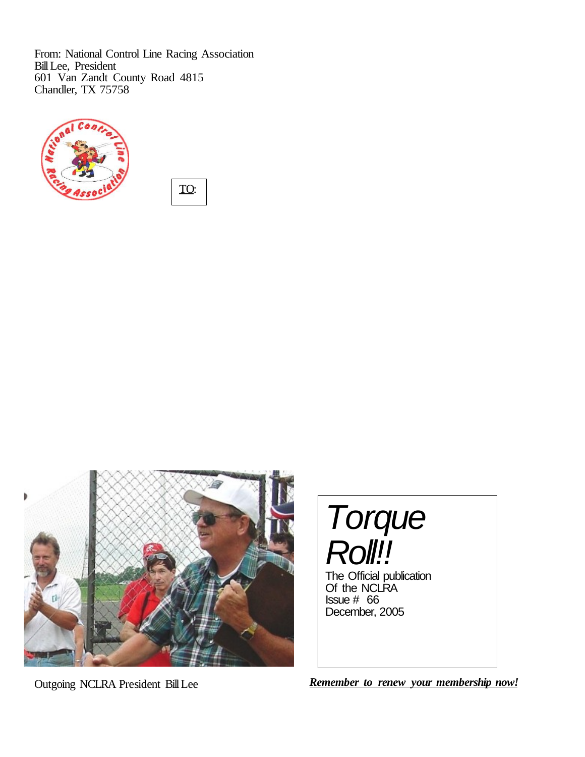From: National Control Line Racing Association
Bill Lee, President
601 Van Zandt County Road 4815
Chandler, TX 75758

TO:

# Torque Roll!!

The Official publication
Of the NCLRA
Issue # 66
December, 2005

Outgoing NCLRA President Bill Lee

***Remember to renew your membership now!***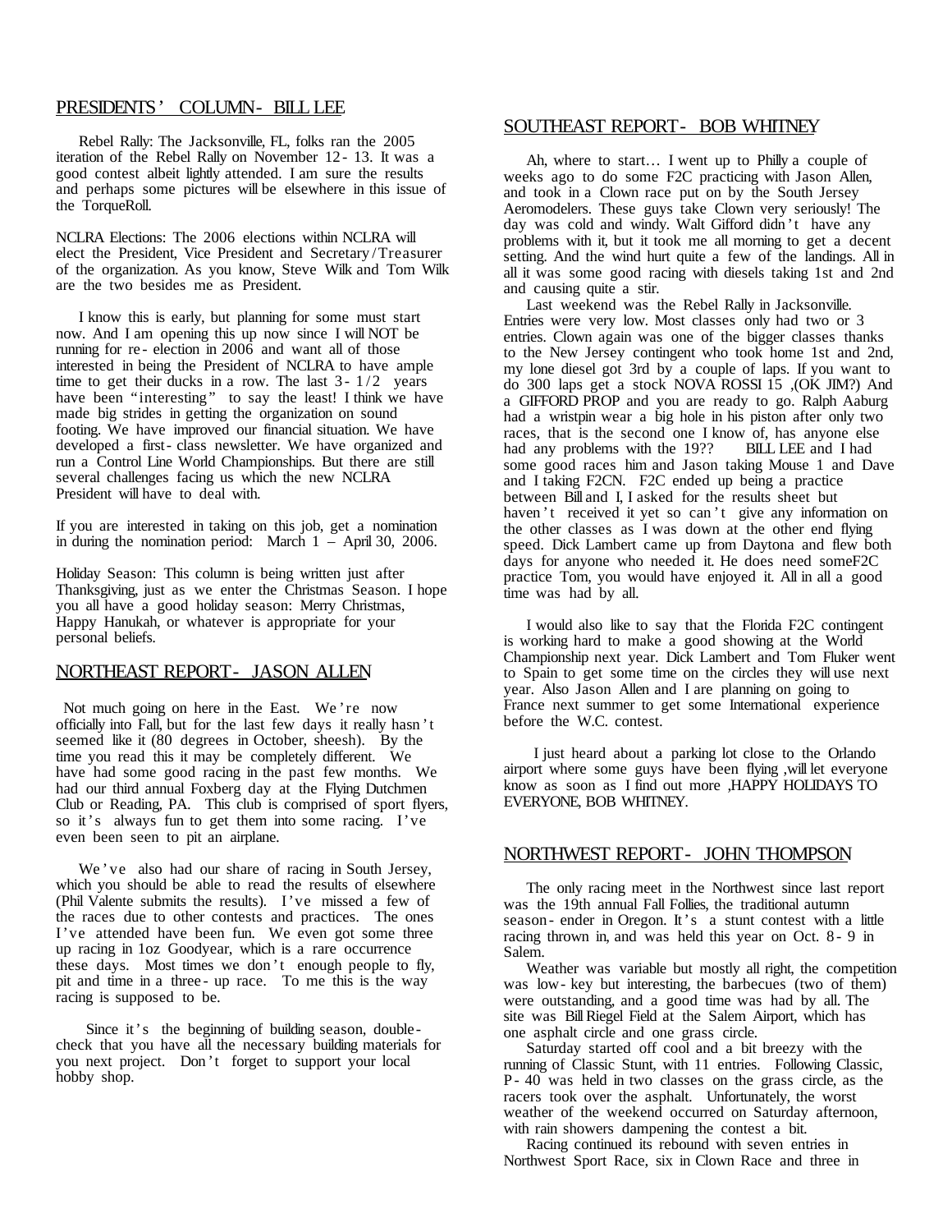## PRESIDENTS' COLUMN - BILL LEE

Rebel Rally: The Jacksonville, FL, folks ran the 2005 iteration of the Rebel Rally on November 12-13. It was a good contest albeit lightly attended. I am sure the results and perhaps some pictures will be elsewhere in this issue of the TorqueRoll.

NCLRA Elections: The 2006 elections within NCLRA will elect the President, Vice President and Secretary/Treasurer of the organization. As you know, Steve Wilk and Tom Wilk are the two besides me as President.

I know this is early, but planning for some must start now. And I am opening this up now since I will NOT be running for re-election in 2006 and want all of those interested in being the President of NCLRA to have ample time to get their ducks in a row. The last 3-1/2 years have been "interesting" to say the least! I think we have made big strides in getting the organization on sound footing. We have improved our financial situation. We have developed a first-class newsletter. We have organized and run a Control Line World Championships. But there are still several challenges facing us which the new NCLRA President will have to deal with.

If you are interested in taking on this job, get a nomination in during the nomination period: March 1 – April 30, 2006.

Holiday Season: This column is being written just after Thanksgiving, just as we enter the Christmas Season. I hope you all have a good holiday season: Merry Christmas, Happy Hanukah, or whatever is appropriate for your personal beliefs.

## NORTHEAST REPORT - JASON ALLEN

Not much going on here in the East. We're now officially into Fall, but for the last few days it really hasn't seemed like it (80 degrees in October, sheesh). By the time you read this it may be completely different. We have had some good racing in the past few months. We had our third annual Foxberg day at the Flying Dutchmen Club or Reading, PA. This club is comprised of sport flyers, so it's always fun to get them into some racing. I've even been seen to pit an airplane.

We've also had our share of racing in South Jersey, which you should be able to read the results of elsewhere (Phil Valente submits the results). I've missed a few of the races due to other contests and practices. The ones I've attended have been fun. We even got some three up racing in 1oz Goodyear, which is a rare occurrence these days. Most times we don't enough people to fly, pit and time in a three-up race. To me this is the way racing is supposed to be.

Since it's the beginning of building season, double-check that you have all the necessary building materials for you next project. Don't forget to support your local hobby shop.

## SOUTHEAST REPORT - BOB WHITNEY

Ah, where to start… I went up to Philly a couple of weeks ago to do some F2C practicing with Jason Allen, and took in a Clown race put on by the South Jersey Aeromodelers. These guys take Clown very seriously! The day was cold and windy. Walt Gifford didn't have any problems with it, but it took me all morning to get a decent setting. And the wind hurt quite a few of the landings. All in all it was some good racing with diesels taking 1st and 2nd and causing quite a stir.

Last weekend was the Rebel Rally in Jacksonville. Entries were very low. Most classes only had two or 3 entries. Clown again was one of the bigger classes thanks to the New Jersey contingent who took home 1st and 2nd, my lone diesel got 3rd by a couple of laps. If you want to do 300 laps get a stock NOVA ROSSI 15 ,(OK JIM?) And a GIFFORD PROP and you are ready to go. Ralph Aaburg had a wristpin wear a big hole in his piston after only two races, that is the second one I know of, has anyone else had any problems with the 19?? BILL LEE and I had some good races him and Jason taking Mouse 1 and Dave and I taking F2CN. F2C ended up being a practice between Bill and I, I asked for the results sheet but haven't received it yet so can't give any information on the other classes as I was down at the other end flying speed. Dick Lambert came up from Daytona and flew both days for anyone who needed it. He does need someF2C practice Tom, you would have enjoyed it. All in all a good time was had by all.

I would also like to say that the Florida F2C contingent is working hard to make a good showing at the World Championship next year. Dick Lambert and Tom Fluker went to Spain to get some time on the circles they will use next year. Also Jason Allen and I are planning on going to France next summer to get some International experience before the W.C. contest.

I just heard about a parking lot close to the Orlando airport where some guys have been flying ,will let everyone know as soon as I find out more ,HAPPY HOLIDAYS TO EVERYONE, BOB WHITNEY.

## NORTHWEST REPORT - JOHN THOMPSON

The only racing meet in the Northwest since last report was the 19th annual Fall Follies, the traditional autumn season-ender in Oregon. It's a stunt contest with a little racing thrown in, and was held this year on Oct. 8-9 in Salem.

Weather was variable but mostly all right, the competition was low-key but interesting, the barbecues (two of them) were outstanding, and a good time was had by all. The site was Bill Riegel Field at the Salem Airport, which has one asphalt circle and one grass circle.

Saturday started off cool and a bit breezy with the running of Classic Stunt, with 11 entries. Following Classic, P-40 was held in two classes on the grass circle, as the racers took over the asphalt. Unfortunately, the worst weather of the weekend occurred on Saturday afternoon, with rain showers dampening the contest a bit.

Racing continued its rebound with seven entries in Northwest Sport Race, six in Clown Race and three in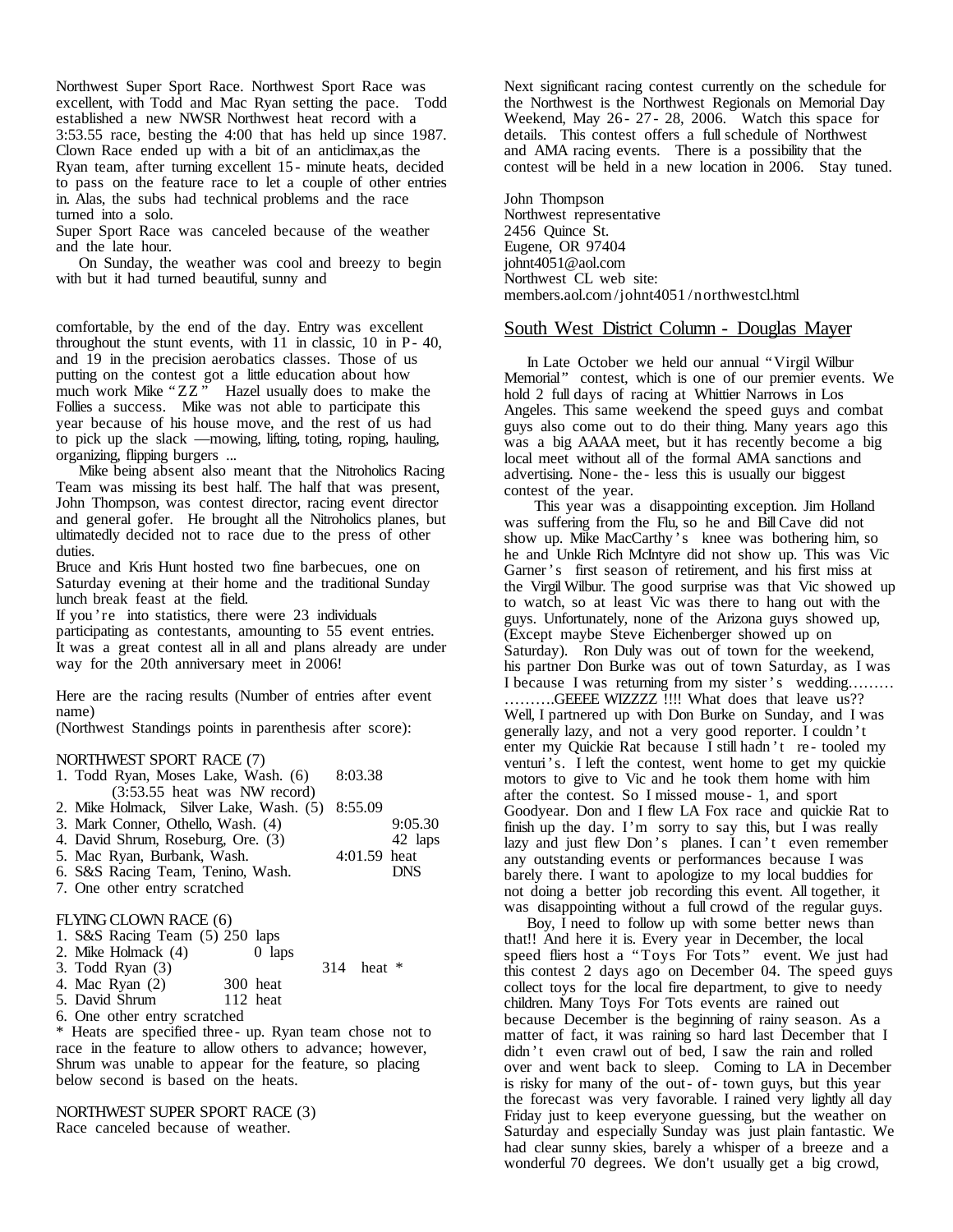Northwest Super Sport Race. Northwest Sport Race was excellent, with Todd and Mac Ryan setting the pace. Todd established a new NWSR Northwest heat record with a 3:53.55 race, besting the 4:00 that has held up since 1987. Clown Race ended up with a bit of an anticlimax,as the Ryan team, after turning excellent 15-minute heats, decided to pass on the feature race to let a couple of other entries in. Alas, the subs had technical problems and the race turned into a solo.

Super Sport Race was canceled because of the weather and the late hour.

On Sunday, the weather was cool and breezy to begin with but it had turned beautiful, sunny and comfortable, by the end of the day. Entry was excellent throughout the stunt events, with 11 in classic, 10 in P-40, and 19 in the precision aerobatics classes. Those of us putting on the contest got a little education about how much work Mike "ZZ" Hazel usually does to make the Follies a success. Mike was not able to participate this year because of his house move, and the rest of us had to pick up the slack —mowing, lifting, toting, roping, hauling, organizing, flipping burgers ...

Mike being absent also meant that the Nitroholics Racing Team was missing its best half. The half that was present, John Thompson, was contest director, racing event director and general gofer. He brought all the Nitroholics planes, but ultimatedly decided not to race due to the press of other duties.

Bruce and Kris Hunt hosted two fine barbecues, one on Saturday evening at their home and the traditional Sunday lunch break feast at the field.

If you're into statistics, there were 23 individuals participating as contestants, amounting to 55 event entries. It was a great contest all in all and plans already are under way for the 20th anniversary meet in 2006!

Here are the racing results (Number of entries after event name)
(Northwest Standings points in parenthesis after score):

NORTHWEST SPORT RACE (7)

1. Todd Ryan, Moses Lake, Wash. (6) 8:03.38
   (3:53.55 heat was NW record)
2. Mike Holmack, Silver Lake, Wash. (5) 8:55.09
3. Mark Conner, Othello, Wash. (4) 9:05.30
4. David Shrum, Roseburg, Ore. (3) 42 laps
5. Mac Ryan, Burbank, Wash. 4:01.59 heat
6. S&S Racing Team, Tenino, Wash. DNS
7. One other entry scratched

FLYING CLOWN RACE (6)

1. S&S Racing Team (5) 250 laps
2. Mike Holmack (4) 0 laps
3. Todd Ryan (3) 314 heat *
4. Mac Ryan (2) 300 heat
5. David Shrum 112 heat
6. One other entry scratched

* Heats are specified three-up. Ryan team chose not to race in the feature to allow others to advance; however, Shrum was unable to appear for the feature, so placing below second is based on the heats.

NORTHWEST SUPER SPORT RACE (3)
Race canceled because of weather.

Next significant racing contest currently on the schedule for the Northwest is the Northwest Regionals on Memorial Day Weekend, May 26-27-28, 2006. Watch this space for details. This contest offers a full schedule of Northwest and AMA racing events. There is a possibility that the contest will be held in a new location in 2006. Stay tuned.

John Thompson
Northwest representative
2456 Quince St.
Eugene, OR 97404
johnt4051@aol.com
Northwest CL web site:
members.aol.com/johnt4051/northwestcl.html

## South West District Column - Douglas Mayer

In Late October we held our annual "Virgil Wilbur Memorial" contest, which is one of our premier events. We hold 2 full days of racing at Whittier Narrows in Los Angeles. This same weekend the speed guys and combat guys also come out to do their thing. Many years ago this was a big AAAA meet, but it has recently become a big local meet without all of the formal AMA sanctions and advertising. None-the-less this is usually our biggest contest of the year.

This year was a disappointing exception. Jim Holland was suffering from the Flu, so he and Bill Cave did not show up. Mike MacCarthy's knee was bothering him, so he and Unkle Rich McIntyre did not show up. This was Vic Garner's first season of retirement, and his first miss at the Virgil Wilbur. The good surprise was that Vic showed up to watch, so at least Vic was there to hang out with the guys. Unfortunately, none of the Arizona guys showed up, (Except maybe Steve Eichenberger showed up on Saturday). Ron Duly was out of town for the weekend, his partner Don Burke was out of town Saturday, as I was I because I was returning from my sister's wedding……… ……….GEEEE WIZZZZ !!!! What does that leave us?? Well, I partnered up with Don Burke on Sunday, and I was generally lazy, and not a very good reporter. I couldn't enter my Quickie Rat because I still hadn't re-tooled my venturi's. I left the contest, went home to get my quickie motors to give to Vic and he took them home with him after the contest. So I missed mouse-1, and sport Goodyear. Don and I flew LA Fox race and quickie Rat to finish up the day. I'm sorry to say this, but I was really lazy and just flew Don's planes. I can't even remember any outstanding events or performances because I was barely there. I want to apologize to my local buddies for not doing a better job recording this event. All together, it was disappointing without a full crowd of the regular guys.

Boy, I need to follow up with some better news than that!! And here it is. Every year in December, the local speed fliers host a "Toys For Tots" event. We just had this contest 2 days ago on December 04. The speed guys collect toys for the local fire department, to give to needy children. Many Toys For Tots events are rained out because December is the beginning of rainy season. As a matter of fact, it was raining so hard last December that I didn't even crawl out of bed, I saw the rain and rolled over and went back to sleep. Coming to LA in December is risky for many of the out-of-town guys, but this year the forecast was very favorable. I rained very lightly all day Friday just to keep everyone guessing, but the weather on Saturday and especially Sunday was just plain fantastic. We had clear sunny skies, barely a whisper of a breeze and a wonderful 70 degrees. We don't usually get a big crowd,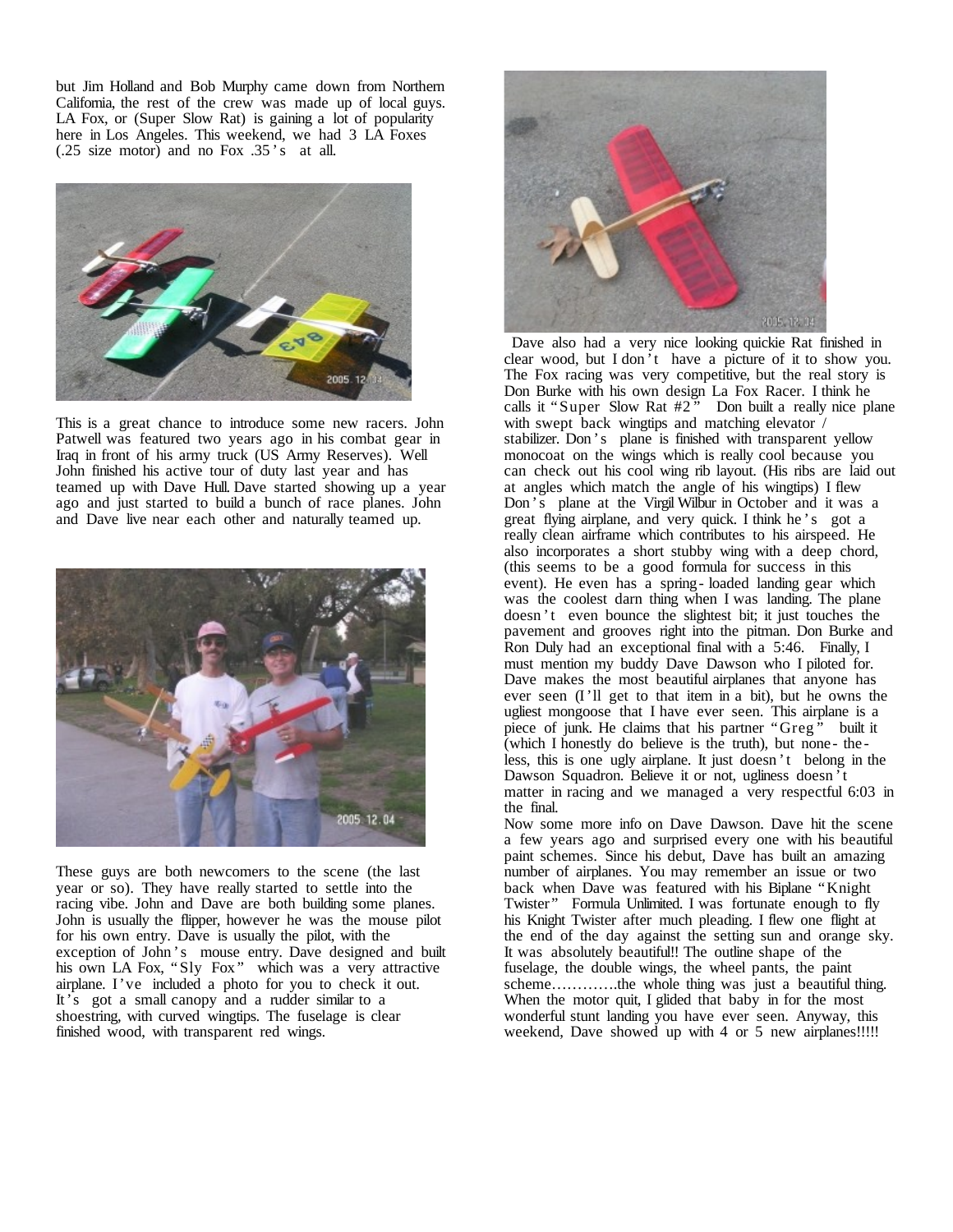but Jim Holland and Bob Murphy came down from Northern California, the rest of the crew was made up of local guys. LA Fox, or (Super Slow Rat) is gaining a lot of popularity here in Los Angeles. This weekend, we had 3 LA Foxes (.25 size motor) and no Fox .35's at all.

This is a great chance to introduce some new racers. John Patwell was featured two years ago in his combat gear in Iraq in front of his army truck (US Army Reserves). Well John finished his active tour of duty last year and has teamed up with Dave Hull. Dave started showing up a year ago and just started to build a bunch of race planes. John and Dave live near each other and naturally teamed up.

These guys are both newcomers to the scene (the last year or so). They have really started to settle into the racing vibe. John and Dave are both building some planes. John is usually the flipper, however he was the mouse pilot for his own entry. Dave is usually the pilot, with the exception of John's mouse entry. Dave designed and built his own LA Fox, "Sly Fox" which was a very attractive airplane. I've included a photo for you to check it out. It's got a small canopy and a rudder similar to a shoestring, with curved wingtips. The fuselage is clear finished wood, with transparent red wings.

Dave also had a very nice looking quickie Rat finished in clear wood, but I don't have a picture of it to show you. The Fox racing was very competitive, but the real story is Don Burke with his own design La Fox Racer. I think he calls it "Super Slow Rat #2" Don built a really nice plane with swept back wingtips and matching elevator / stabilizer. Don's plane is finished with transparent yellow monocoat on the wings which is really cool because you can check out his cool wing rib layout. (His ribs are laid out at angles which match the angle of his wingtips) I flew Don's plane at the Virgil Wilbur in October and it was a great flying airplane, and very quick. I think he's got a really clean airframe which contributes to his airspeed. He also incorporates a short stubby wing with a deep chord, (this seems to be a good formula for success in this event). He even has a spring-loaded landing gear which was the coolest darn thing when I was landing. The plane doesn't even bounce the slightest bit; it just touches the pavement and grooves right into the pitman. Don Burke and Ron Duly had an exceptional final with a 5:46. Finally, I must mention my buddy Dave Dawson who I piloted for. Dave makes the most beautiful airplanes that anyone has ever seen (I'll get to that item in a bit), but he owns the ugliest mongoose that I have ever seen. This airplane is a piece of junk. He claims that his partner "Greg" built it (which I honestly do believe is the truth), but none-the-less, this is one ugly airplane. It just doesn't belong in the Dawson Squadron. Believe it or not, ugliness doesn't matter in racing and we managed a very respectful 6:03 in the final.

Now some more info on Dave Dawson. Dave hit the scene a few years ago and surprised every one with his beautiful paint schemes. Since his debut, Dave has built an amazing number of airplanes. You may remember an issue or two back when Dave was featured with his Biplane "Knight Twister" Formula Unlimited. I was fortunate enough to fly his Knight Twister after much pleading. I flew one flight at the end of the day against the setting sun and orange sky. It was absolutely beautiful!! The outline shape of the fuselage, the double wings, the wheel pants, the paint scheme………….the whole thing was just a beautiful thing. When the motor quit, I glided that baby in for the most wonderful stunt landing you have ever seen. Anyway, this weekend, Dave showed up with 4 or 5 new airplanes!!!!!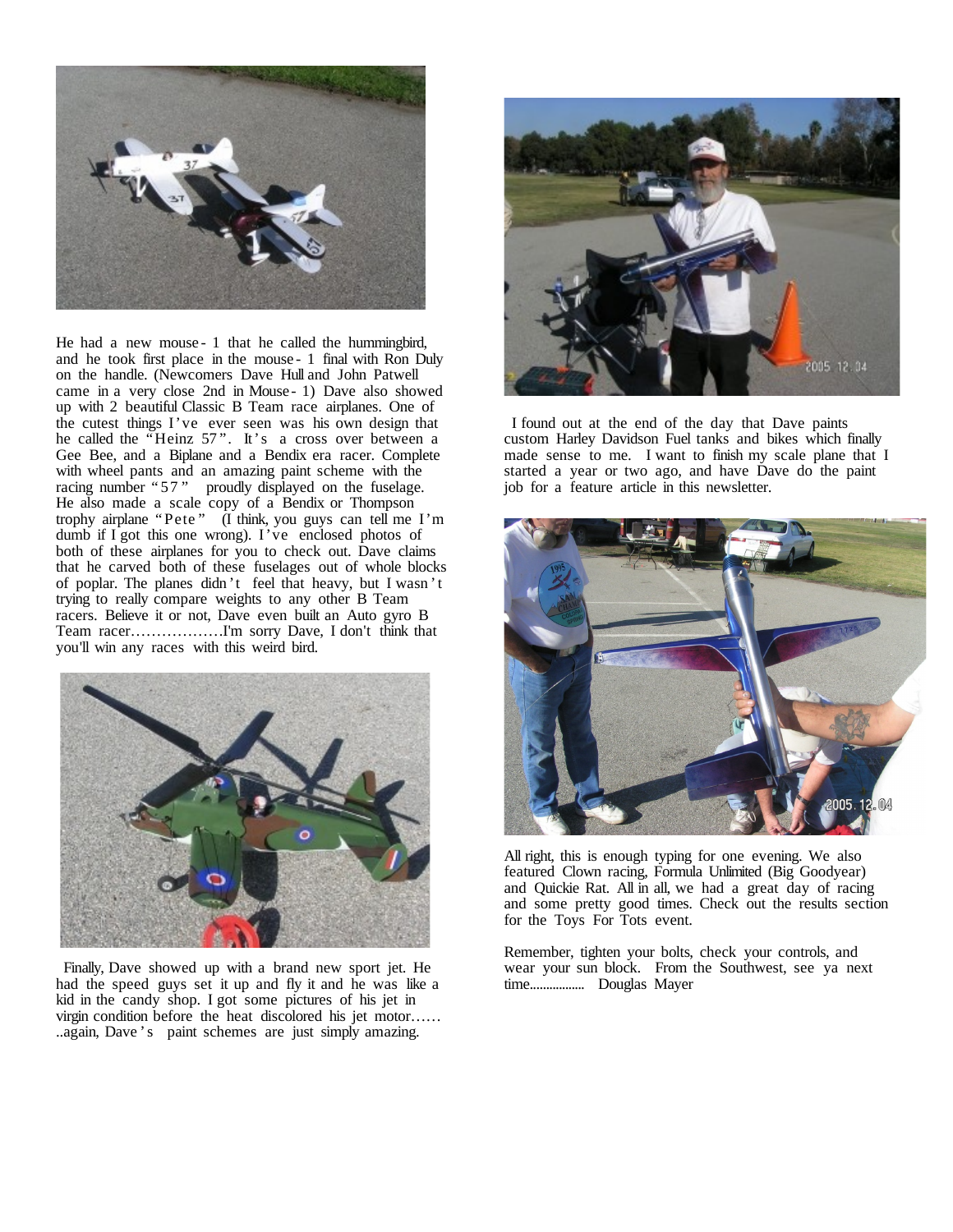He had a new mouse-1 that he called the hummingbird, and he took first place in the mouse-1 final with Ron Duly on the handle. (Newcomers Dave Hull and John Patwell came in a very close 2nd in Mouse-1) Dave also showed up with 2 beautiful Classic B Team race airplanes. One of the cutest things I've ever seen was his own design that he called the "Heinz 57". It's a cross over between a Gee Bee, and a Biplane and a Bendix era racer. Complete with wheel pants and an amazing paint scheme with the racing number "57" proudly displayed on the fuselage. He also made a scale copy of a Bendix or Thompson trophy airplane "Pete" (I think, you guys can tell me I'm dumb if I got this one wrong). I've enclosed photos of both of these airplanes for you to check out. Dave claims that he carved both of these fuselages out of whole blocks of poplar. The planes didn't feel that heavy, but I wasn't trying to really compare weights to any other B Team racers. Believe it or not, Dave even built an Auto gyro B Team racer………………I'm sorry Dave, I don't think that you'll win any races with this weird bird.

Finally, Dave showed up with a brand new sport jet. He had the speed guys set it up and fly it and he was like a kid in the candy shop. I got some pictures of his jet in virgin condition before the heat discolored his jet motor…… ..again, Dave's paint schemes are just simply amazing.

I found out at the end of the day that Dave paints custom Harley Davidson Fuel tanks and bikes which finally made sense to me. I want to finish my scale plane that I started a year or two ago, and have Dave do the paint job for a feature article in this newsletter.

All right, this is enough typing for one evening. We also featured Clown racing, Formula Unlimited (Big Goodyear) and Quickie Rat. All in all, we had a great day of racing and some pretty good times. Check out the results section for the Toys For Tots event.

Remember, tighten your bolts, check your controls, and wear your sun block. From the Southwest, see ya next time................ Douglas Mayer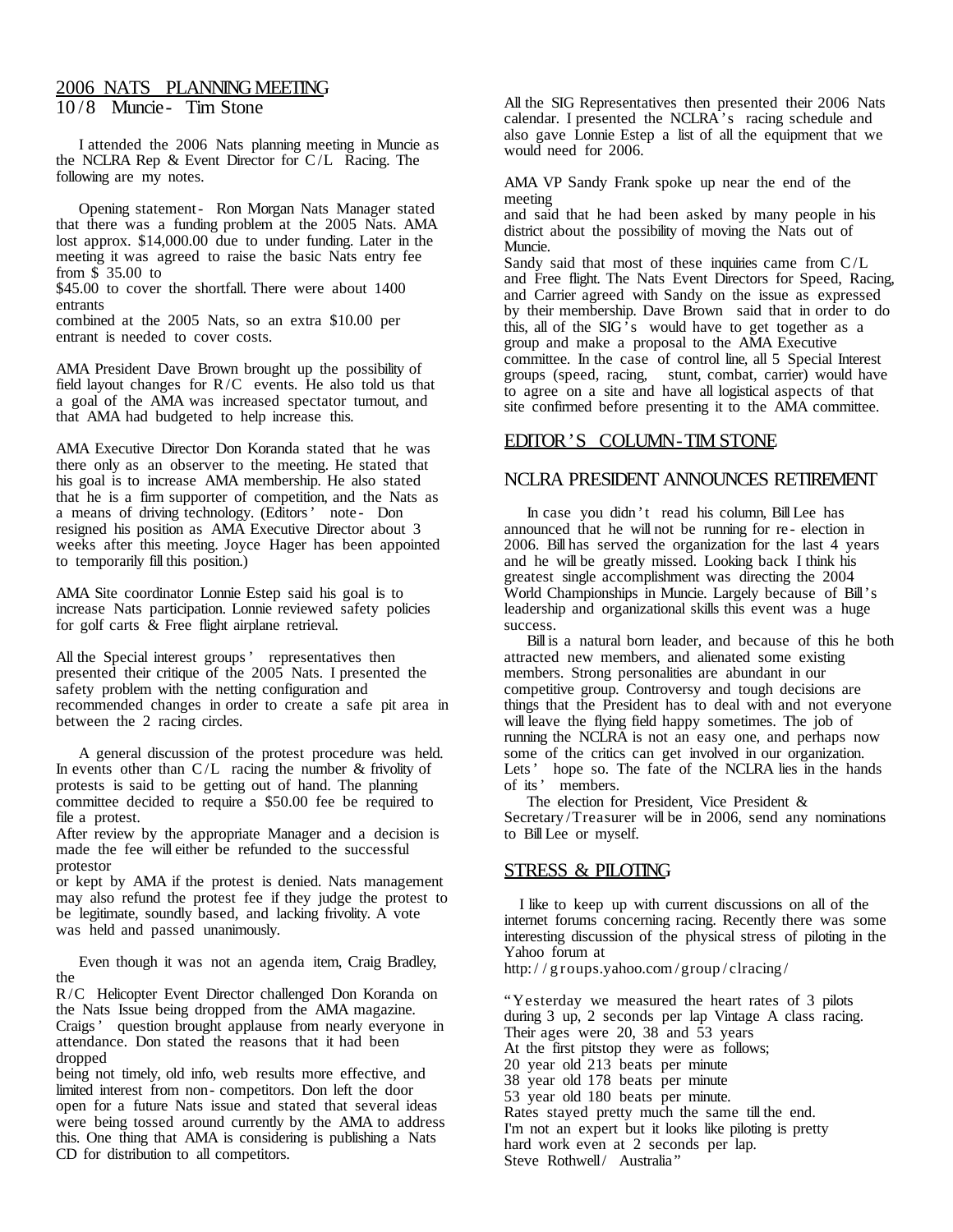## 2006 NATS PLANNING MEETING

10/8 Muncie - Tim Stone

I attended the 2006 Nats planning meeting in Muncie as the NCLRA Rep & Event Director for C/L Racing. The following are my notes.

Opening statement - Ron Morgan Nats Manager stated that there was a funding problem at the 2005 Nats. AMA lost approx. $14,000.00 due to under funding. Later in the meeting it was agreed to raise the basic Nats entry fee from $ 35.00 to $45.00 to cover the shortfall. There were about 1400 entrants combined at the 2005 Nats, so an extra $10.00 per entrant is needed to cover costs.

AMA President Dave Brown brought up the possibility of field layout changes for R/C events. He also told us that a goal of the AMA was increased spectator turnout, and that AMA had budgeted to help increase this.

AMA Executive Director Don Koranda stated that he was there only as an observer to the meeting. He stated that his goal is to increase AMA membership. He also stated that he is a firm supporter of competition, and the Nats as a means of driving technology. (Editors' note - Don resigned his position as AMA Executive Director about 3 weeks after this meeting. Joyce Hager has been appointed to temporarily fill this position.)

AMA Site coordinator Lonnie Estep said his goal is to increase Nats participation. Lonnie reviewed safety policies for golf carts & Free flight airplane retrieval.

All the Special interest groups' representatives then presented their critique of the 2005 Nats. I presented the safety problem with the netting configuration and recommended changes in order to create a safe pit area in between the 2 racing circles.

A general discussion of the protest procedure was held. In events other than C/L racing the number & frivolity of protests is said to be getting out of hand. The planning committee decided to require a $50.00 fee be required to file a protest.
After review by the appropriate Manager and a decision is made the fee will either be refunded to the successful protestor or kept by AMA if the protest is denied. Nats management may also refund the protest fee if they judge the protest to be legitimate, soundly based, and lacking frivolity. A vote was held and passed unanimously.

Even though it was not an agenda item, Craig Bradley, the R/C Helicopter Event Director challenged Don Koranda on the Nats Issue being dropped from the AMA magazine. Craigs' question brought applause from nearly everyone in attendance. Don stated the reasons that it had been dropped being not timely, old info, web results more effective, and limited interest from non-competitors. Don left the door open for a future Nats issue and stated that several ideas were being tossed around currently by the AMA to address this. One thing that AMA is considering is publishing a Nats CD for distribution to all competitors.

All the SIG Representatives then presented their 2006 Nats calendar. I presented the NCLRA's racing schedule and also gave Lonnie Estep a list of all the equipment that we would need for 2006.

AMA VP Sandy Frank spoke up near the end of the meeting and said that he had been asked by many people in his district about the possibility of moving the Nats out of Muncie.
Sandy said that most of these inquiries came from C/L and Free flight. The Nats Event Directors for Speed, Racing, and Carrier agreed with Sandy on the issue as expressed by their membership. Dave Brown said that in order to do this, all of the SIG's would have to get together as a group and make a proposal to the AMA Executive committee. In the case of control line, all 5 Special Interest groups (speed, racing, stunt, combat, carrier) would have to agree on a site and have all logistical aspects of that site confirmed before presenting it to the AMA committee.

## EDITOR'S COLUMN-TIM STONE

## NCLRA PRESIDENT ANNOUNCES RETIREMENT

In case you didn't read his column, Bill Lee has announced that he will not be running for re-election in 2006. Bill has served the organization for the last 4 years and he will be greatly missed. Looking back I think his greatest single accomplishment was directing the 2004 World Championships in Muncie. Largely because of Bill's leadership and organizational skills this event was a huge success.

Bill is a natural born leader, and because of this he both attracted new members, and alienated some existing members. Strong personalities are abundant in our competitive group. Controversy and tough decisions are things that the President has to deal with and not everyone will leave the flying field happy sometimes. The job of running the NCLRA is not an easy one, and perhaps now some of the critics can get involved in our organization. Lets' hope so. The fate of the NCLRA lies in the hands of its' members.

The election for President, Vice President & Secretary/Treasurer will be in 2006, send any nominations to Bill Lee or myself.

## STRESS & PILOTING

I like to keep up with current discussions on all of the internet forums concerning racing. Recently there was some interesting discussion of the physical stress of piloting in the Yahoo forum at
http://groups.yahoo.com/group/clracing/

"Yesterday we measured the heart rates of 3 pilots during 3 up, 2 seconds per lap Vintage A class racing.
Their ages were 20, 38 and 53 years
At the first pitstop they were as follows;
20 year old 213 beats per minute
38 year old 178 beats per minute
53 year old 180 beats per minute.
Rates stayed pretty much the same till the end.
I'm not an expert but it looks like piloting is pretty hard work even at 2 seconds per lap.
Steve Rothwell/ Australia"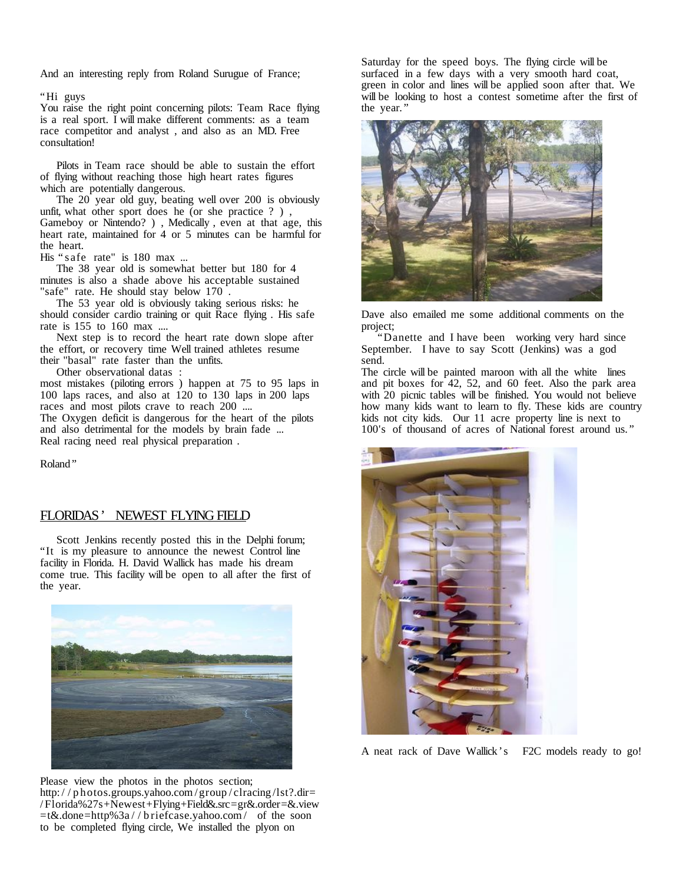And an interesting reply from Roland Surugue of France;

"Hi guys
You raise the right point concerning pilots: Team Race flying is a real sport. I will make different comments: as a team race competitor and analyst , and also as an MD. Free consultation!

Pilots in Team race should be able to sustain the effort of flying without reaching those high heart rates figures which are potentially dangerous.

The 20 year old guy, beating well over 200 is obviously unfit, what other sport does he (or she practice ? ) , Gameboy or Nintendo? ) , Medically , even at that age, this heart rate, maintained for 4 or 5 minutes can be harmful for the heart.
His "safe rate" is 180 max ...

The 38 year old is somewhat better but 180 for 4 minutes is also a shade above his acceptable sustained "safe" rate. He should stay below 170 .

The 53 year old is obviously taking serious risks: he should consider cardio training or quit Race flying . His safe rate is 155 to 160 max ....

Next step is to record the heart rate down slope after the effort, or recovery time Well trained athletes resume their "basal" rate faster than the unfits.

Other observational datas :
most mistakes (piloting errors ) happen at 75 to 95 laps in 100 laps races, and also at 120 to 130 laps in 200 laps races and most pilots crave to reach 200 ....
The Oxygen deficit is dangerous for the heart of the pilots and also detrimental for the models by brain fade ...
Real racing need real physical preparation .

Roland"

## FLORIDAS' NEWEST FLYING FIELD

Scott Jenkins recently posted this in the Delphi forum; "It is my pleasure to announce the newest Control line facility in Florida. H. David Wallick has made his dream come true. This facility will be open to all after the first of the year.

Please view the photos in the photos section; http://photos.groups.yahoo.com/group/clracing/lst?.dir=/Florida%27s+Newest+Flying+Field&.src=gr&.order=&.view=t&.done=http%3a//briefcase.yahoo.com/ of the soon to be completed flying circle, We installed the plyon on Saturday for the speed boys. The flying circle will be surfaced in a few days with a very smooth hard coat, green in color and lines will be applied soon after that. We will be looking to host a contest sometime after the first of the year."

Dave also emailed me some additional comments on the project;

"Danette and I have been working very hard since September. I have to say Scott (Jenkins) was a god send.
The circle will be painted maroon with all the white lines and pit boxes for 42, 52, and 60 feet. Also the park area with 20 picnic tables will be finished. You would not believe how many kids want to learn to fly. These kids are country kids not city kids. Our 11 acre property line is next to 100's of thousand of acres of National forest around us."

A neat rack of Dave Wallick's F2C models ready to go!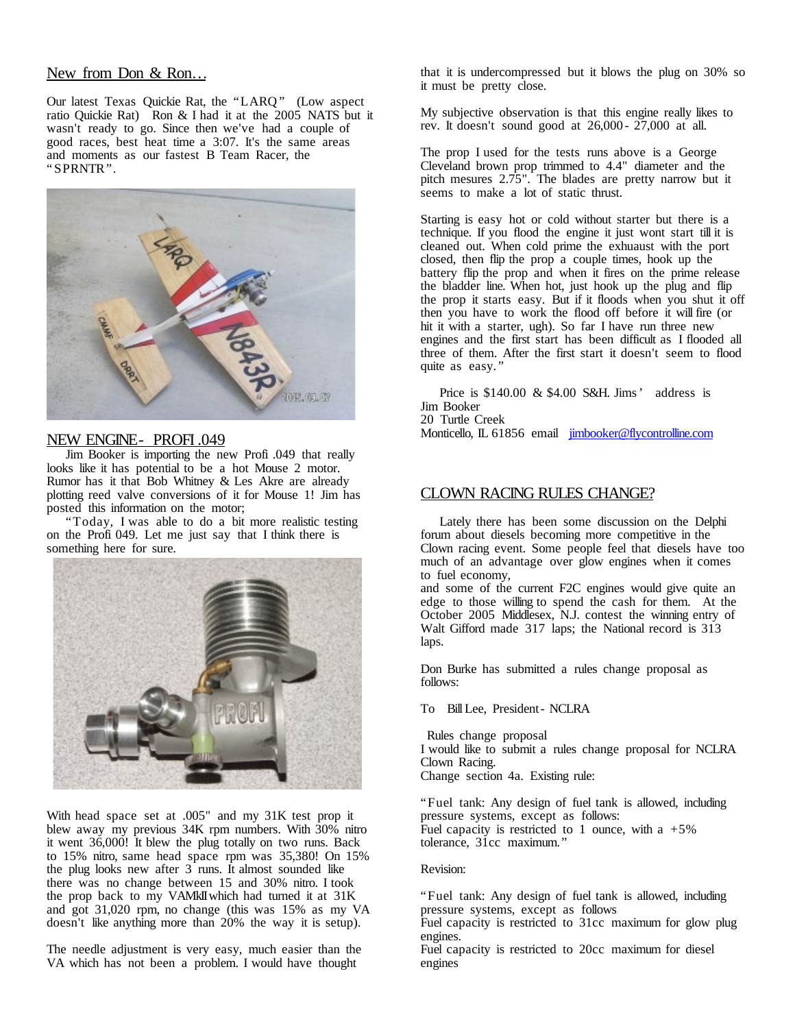## New from Don & Ron…

Our latest Texas Quickie Rat, the "LARQ" (Low aspect ratio Quickie Rat) Ron & I had it at the 2005 NATS but it wasn't ready to go. Since then we've had a couple of good races, best heat time a 3:07. It's the same areas and moments as our fastest B Team Racer, the "SPRNTR".

## NEW ENGINE - PROFI .049

Jim Booker is importing the new Profi .049 that really looks like it has potential to be a hot Mouse 2 motor. Rumor has it that Bob Whitney & Les Akre are already plotting reed valve conversions of it for Mouse 1! Jim has posted this information on the motor;

"Today, I was able to do a bit more realistic testing on the Profi 049. Let me just say that I think there is something here for sure.

With head space set at .005" and my 31K test prop it blew away my previous 34K rpm numbers. With 30% nitro it went 36,000! It blew the plug totally on two runs. Back to 15% nitro, same head space rpm was 35,380! On 15% the plug looks new after 3 runs. It almost sounded like there was no change between 15 and 30% nitro. I took the prop back to my VAMkII which had turned it at 31K and got 31,020 rpm, no change (this was 15% as my VA doesn't like anything more than 20% the way it is setup).

The needle adjustment is very easy, much easier than the VA which has not been a problem. I would have thought that it is undercompressed but it blows the plug on 30% so it must be pretty close.

My subjective observation is that this engine really likes to rev. It doesn't sound good at 26,000 - 27,000 at all.

The prop I used for the tests runs above is a George Cleveland brown prop trimmed to 4.4" diameter and the pitch mesures 2.75". The blades are pretty narrow but it seems to make a lot of static thrust.

Starting is easy hot or cold without starter but there is a technique. If you flood the engine it just wont start till it is cleaned out. When cold prime the exhuaust with the port closed, then flip the prop a couple times, hook up the battery flip the prop and when it fires on the prime release the bladder line. When hot, just hook up the plug and flip the prop it starts easy. But if it floods when you shut it off then you have to work the flood off before it will fire (or hit it with a starter, ugh). So far I have run three new engines and the first start has been difficult as I flooded all three of them. After the first start it doesn't seem to flood quite as easy."

Price is $140.00 & $4.00 S&H. Jims' address is
Jim Booker
20 Turtle Creek
Monticello, IL 61856 email jimbooker@flycontrolline.com

## CLOWN RACING RULES CHANGE?

Lately there has been some discussion on the Delphi forum about diesels becoming more competitive in the Clown racing event. Some people feel that diesels have too much of an advantage over glow engines when it comes to fuel economy,
and some of the current F2C engines would give quite an edge to those willing to spend the cash for them. At the October 2005 Middlesex, N.J. contest the winning entry of Walt Gifford made 317 laps; the National record is 313 laps.

Don Burke has submitted a rules change proposal as follows:

To Bill Lee, President - NCLRA

Rules change proposal
I would like to submit a rules change proposal for NCLRA Clown Racing.
Change section 4a. Existing rule:

"Fuel tank: Any design of fuel tank is allowed, including pressure systems, except as follows:
Fuel capacity is restricted to 1 ounce, with a +5% tolerance, 31cc maximum."

Revision:

"Fuel tank: Any design of fuel tank is allowed, including pressure systems, except as follows
Fuel capacity is restricted to 31cc maximum for glow plug engines.
Fuel capacity is restricted to 20cc maximum for diesel engines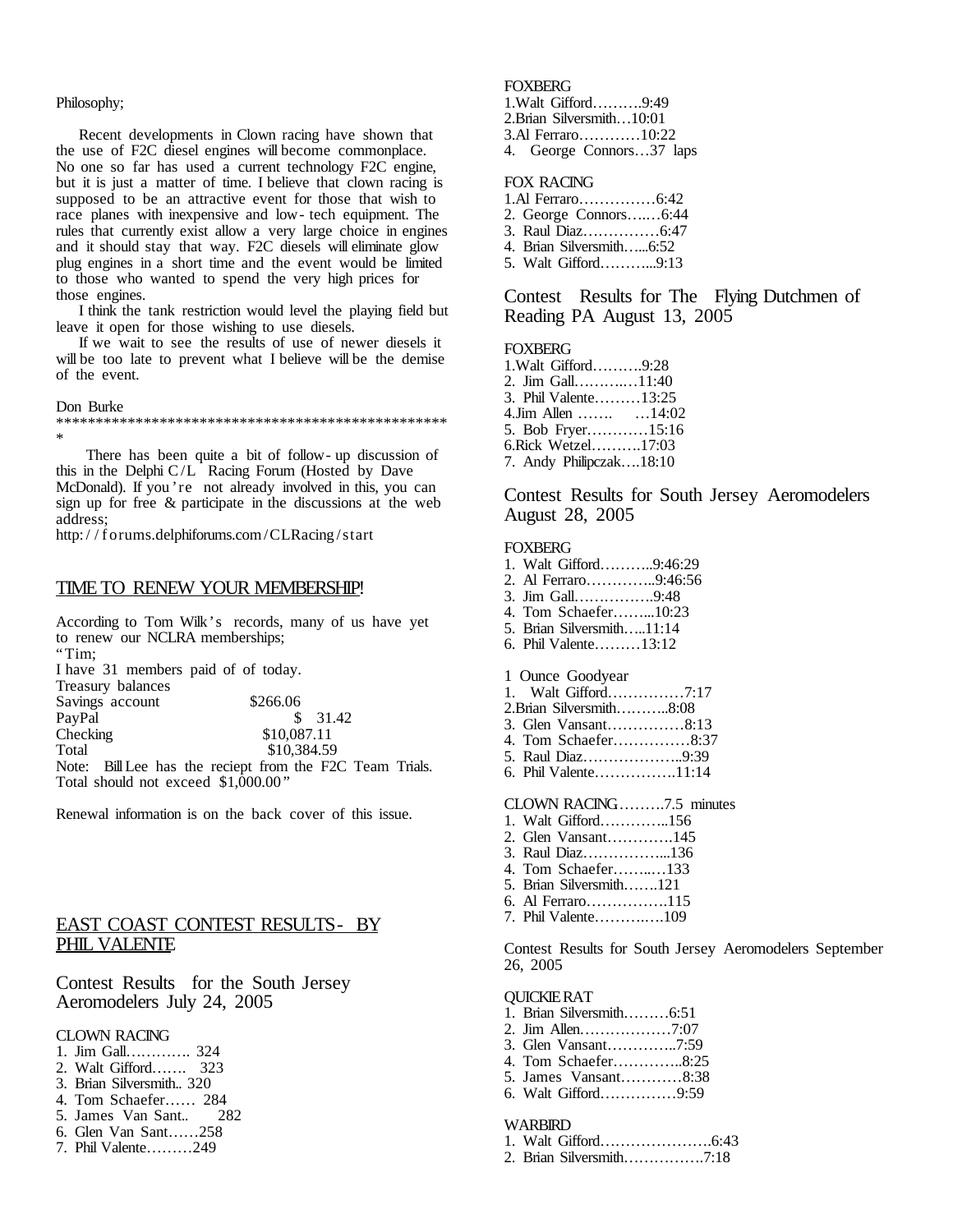Philosophy;

Recent developments in Clown racing have shown that the use of F2C diesel engines will become commonplace. No one so far has used a current technology F2C engine, but it is just a matter of time. I believe that clown racing is supposed to be an attractive event for those that wish to race planes with inexpensive and low-tech equipment. The rules that currently exist allow a very large choice in engines and it should stay that way. F2C diesels will eliminate glow plug engines in a short time and the event would be limited to those who wanted to spend the very high prices for those engines.

I think the tank restriction would level the playing field but leave it open for those wishing to use diesels.

If we wait to see the results of use of newer diesels it will be too late to prevent what I believe will be the demise of the event.

Don Burke

****************************************************

There has been quite a bit of follow-up discussion of this in the Delphi C/L Racing Forum (Hosted by Dave McDonald). If you're not already involved in this, you can sign up for free & participate in the discussions at the web address;

http://forums.delphiforums.com/CLRacing/start

## TIME TO RENEW YOUR MEMBERSHIP!

According to Tom Wilk's records, many of us have yet to renew our NCLRA memberships;

"Tim;

I have 31 members paid of of today.

Treasury balances

| | |
|---|---|
| Savings account | $266.06 |
| PayPal | $ 31.42 |
| Checking | $10,087.11 |
| Total | $10,384.59 |

Note: Bill Lee has the reciept from the F2C Team Trials. Total should not exceed $1,000.00"

Renewal information is on the back cover of this issue.

## EAST COAST CONTEST RESULTS - BY PHIL VALENTE

### Contest Results for the South Jersey Aeromodelers July 24, 2005

CLOWN RACING

1. Jim Gall………… 324
2. Walt Gifford……. 323
3. Brian Silversmith.. 320
4. Tom Schaefer…… 284
5. James Van Sant.. 282
6. Glen Van Sant……258
7. Phil Valente………249

FOXBERG

1. Walt Gifford……….9:49
2. Brian Silversmith…10:01
3. Al Ferraro…………10:22
4. George Connors…37 laps

FOX RACING

1. Al Ferraro……………6:42
2. George Connors……6:44
3. Raul Diaz……………6:47
4. Brian Silversmith…...6:52
5. Walt Gifford………...9:13

### Contest Results for The Flying Dutchmen of Reading PA August 13, 2005

FOXBERG

1. Walt Gifford……….9:28
2. Jim Gall………..…11:40
3. Phil Valente………13:25
4. Jim Allen ……. …14:02
5. Bob Fryer…………15:16
6. Rick Wetzel……….17:03
7. Andy Philipczak….18:10

### Contest Results for South Jersey Aeromodelers August 28, 2005

FOXBERG

1. Walt Gifford………..9:46:29
2. Al Ferraro…………..9:46:56
3. Jim Gall……………..9:48
4. Tom Schaefer……...10:23
5. Brian Silversmith…..11:14
6. Phil Valente………13:12

1 Ounce Goodyear

1. Walt Gifford……………7:17
2. Brian Silversmith………..8:08
3. Glen Vansant……………8:13
4. Tom Schaefer……………8:37
5. Raul Diaz………………..9:39
6. Phil Valente…………….11:14

CLOWN RACING……….7.5 minutes

1. Walt Gifford…………..156
2. Glen Vansant………….145
3. Raul Diaz……………...136
4. Tom Schaefer……..…133
5. Brian Silversmith…….121
6. Al Ferraro…………….115
7. Phil Valente……….….109

### Contest Results for South Jersey Aeromodelers September 26, 2005

QUICKIE RAT

1. Brian Silversmith………6:51
2. Jim Allen………………7:07
3. Glen Vansant…………..7:59
4. Tom Schaefer…………..8:25
5. James Vansant…………8:38
6. Walt Gifford……………9:59

WARBIRD

1. Walt Gifford………………….6:43
2. Brian Silversmith…………….7:18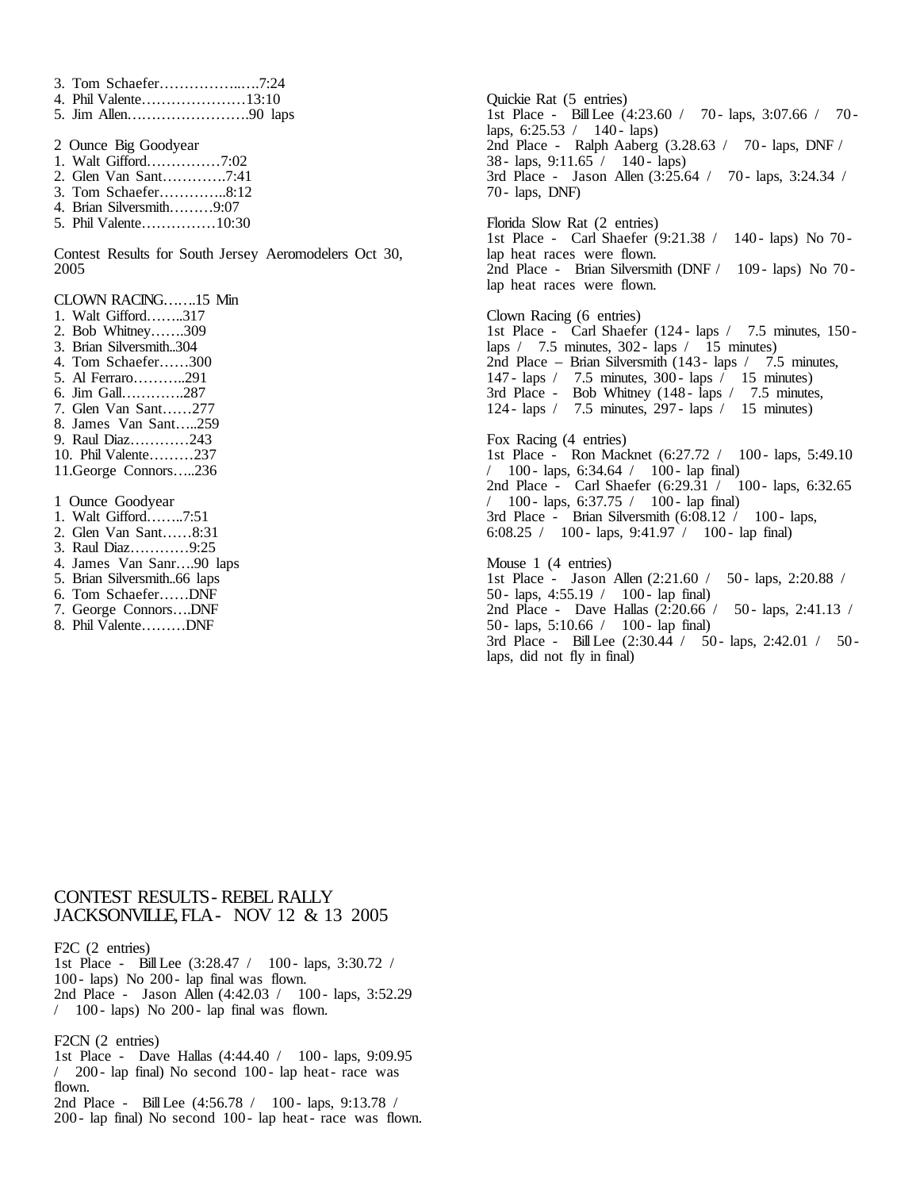3. Tom Schaefer……………..….7:24
4. Phil Valente…………………13:10
5. Jim Allen…………………….90 laps

2 Ounce Big Goodyear
1. Walt Gifford……………7:02
2. Glen Van Sant………….7:41
3. Tom Schaefer…………..8:12
4. Brian Silversmith………9:07
5. Phil Valente……………10:30

Contest Results for South Jersey Aeromodelers Oct 30, 2005

CLOWN RACING…….15 Min
1. Walt Gifford……..317
2. Bob Whitney…….309
3. Brian Silversmith..304
4. Tom Schaefer……300
5. Al Ferraro………..291
6. Jim Gall………….287
7. Glen Van Sant……277
8. James Van Sant…..259
9. Raul Diaz…………243
10. Phil Valente………237
11. George Connors…..236

1 Ounce Goodyear
1. Walt Gifford……..7:51
2. Glen Van Sant……8:31
3. Raul Diaz…………9:25
4. James Van Sanr….90 laps
5. Brian Silversmith..66 laps
6. Tom Schaefer……DNF
7. George Connors….DNF
8. Phil Valente………DNF

Quickie Rat (5 entries)
1st Place - Bill Lee (4:23.60 / 70- laps, 3:07.66 / 70- laps, 6:25.53 / 140- laps)
2nd Place - Ralph Aaberg (3.28.63 / 70- laps, DNF / 38- laps, 9:11.65 / 140- laps)
3rd Place - Jason Allen (3:25.64 / 70- laps, 3:24.34 / 70- laps, DNF)

Florida Slow Rat (2 entries)
1st Place - Carl Shaefer (9:21.38 / 140- laps) No 70- lap heat races were flown.
2nd Place - Brian Silversmith (DNF / 109- laps) No 70- lap heat races were flown.

Clown Racing (6 entries)
1st Place - Carl Shaefer (124- laps / 7.5 minutes, 150- laps / 7.5 minutes, 302- laps / 15 minutes)
2nd Place – Brian Silversmith (143- laps / 7.5 minutes, 147- laps / 7.5 minutes, 300- laps / 15 minutes)
3rd Place - Bob Whitney (148- laps / 7.5 minutes, 124- laps / 7.5 minutes, 297- laps / 15 minutes)

Fox Racing (4 entries)
1st Place - Ron Macknet (6:27.72 / 100- laps, 5:49.10 / 100- laps, 6:34.64 / 100- lap final)
2nd Place - Carl Shaefer (6:29.31 / 100- laps, 6:32.65 / 100- laps, 6:37.75 / 100- lap final)
3rd Place - Brian Silversmith (6:08.12 / 100- laps, 6:08.25 / 100- laps, 9:41.97 / 100- lap final)

Mouse 1 (4 entries)
1st Place - Jason Allen (2:21.60 / 50- laps, 2:20.88 / 50- laps, 4:55.19 / 100- lap final)
2nd Place - Dave Hallas (2:20.66 / 50- laps, 2:41.13 / 50- laps, 5:10.66 / 100- lap final)
3rd Place - Bill Lee (2:30.44 / 50- laps, 2:42.01 / 50- laps, did not fly in final)

## CONTEST RESULTS - REBEL RALLY JACKSONVILLE, FLA - NOV 12 & 13 2005

F2C (2 entries)
1st Place - Bill Lee (3:28.47 / 100- laps, 3:30.72 / 100- laps) No 200- lap final was flown.
2nd Place - Jason Allen (4:42.03 / 100- laps, 3:52.29 / 100- laps) No 200- lap final was flown.

F2CN (2 entries)
1st Place - Dave Hallas (4:44.40 / 100- laps, 9:09.95 / 200- lap final) No second 100- lap heat- race was flown.
2nd Place - Bill Lee (4:56.78 / 100- laps, 9:13.78 / 200- lap final) No second 100- lap heat- race was flown.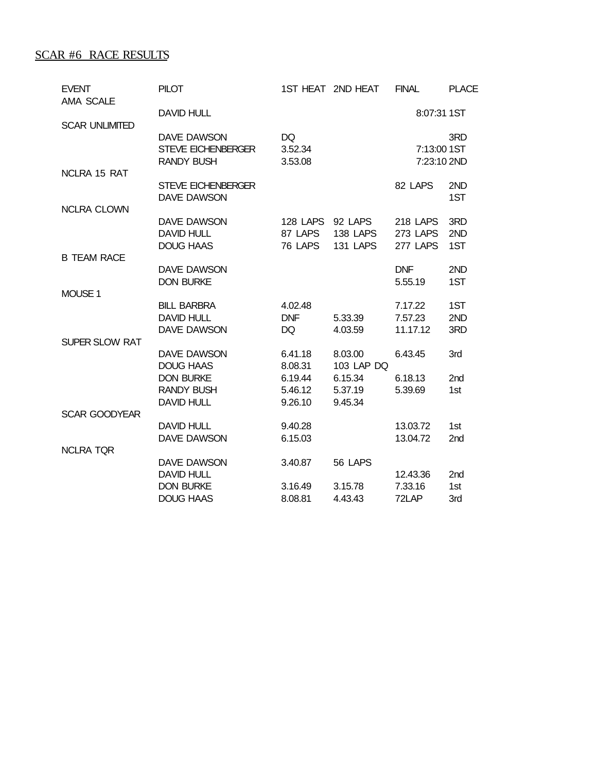SCAR #6 RACE RESULTS

| EVENT | PILOT | 1ST HEAT | 2ND HEAT | FINAL | PLACE |
|---|---|---|---|---|---|
| AMA SCALE | | | | | |
| | DAVID HULL | | | 8:07:31 | 1ST |
| SCAR UNLIMITED | | | | | |
| | DAVE DAWSON | DQ | | | 3RD |
| | STEVE EICHENBERGER | 3.52.34 | | 7:13:00 | 1ST |
| | RANDY BUSH | 3.53.08 | | 7:23:10 | 2ND |
| NCLRA 15 RAT | | | | | |
| | STEVE EICHENBERGER | | | 82 LAPS | 2ND |
| | DAVE DAWSON | | | | 1ST |
| NCLRA CLOWN | | | | | |
| | DAVE DAWSON | 128 LAPS | 92 LAPS | 218 LAPS | 3RD |
| | DAVID HULL | 87 LAPS | 138 LAPS | 273 LAPS | 2ND |
| | DOUG HAAS | 76 LAPS | 131 LAPS | 277 LAPS | 1ST |
| B TEAM RACE | | | | | |
| | DAVE DAWSON | | | DNF | 2ND |
| | DON BURKE | | | 5.55.19 | 1ST |
| MOUSE 1 | | | | | |
| | BILL BARBRA | 4.02.48 | | 7.17.22 | 1ST |
| | DAVID HULL | DNF | 5.33.39 | 7.57.23 | 2ND |
| | DAVE DAWSON | DQ | 4.03.59 | 11.17.12 | 3RD |
| SUPER SLOW RAT | | | | | |
| | DAVE DAWSON | 6.41.18 | 8.03.00 | 6.43.45 | 3rd |
| | DOUG HAAS | 8.08.31 | 103 LAP DQ | | |
| | DON BURKE | 6.19.44 | 6.15.34 | 6.18.13 | 2nd |
| | RANDY BUSH | 5.46.12 | 5.37.19 | 5.39.69 | 1st |
| | DAVID HULL | 9.26.10 | 9.45.34 | | |
| SCAR GOODYEAR | | | | | |
| | DAVID HULL | 9.40.28 | | 13.03.72 | 1st |
| | DAVE DAWSON | 6.15.03 | | 13.04.72 | 2nd |
| NCLRA TQR | | | | | |
| | DAVE DAWSON | 3.40.87 | 56 LAPS | | |
| | DAVID HULL | | | 12.43.36 | 2nd |
| | DON BURKE | 3.16.49 | 3.15.78 | 7.33.16 | 1st |
| | DOUG HAAS | 8.08.81 | 4.43.43 | 72LAP | 3rd |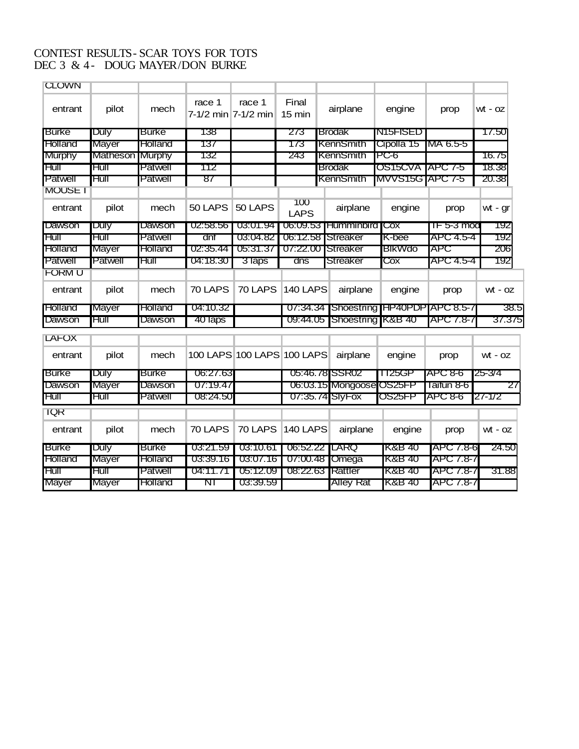CONTEST RESULTS - SCAR TOYS FOR TOTS
DEC 3 & 4 - DOUG MAYER/DON BURKE

| CLOWN | | | | | | | | | |
|---|---|---|---|---|---|---|---|---|---|
| entrant | pilot | mech | race 1 7-1/2 min | race 1 7-1/2 min | Final 15 min | airplane | engine | prop | wt - oz |
| Burke | Duly | Burke | 138 | | 273 | Brodak | N15FISED | | 17.50 |
| Holland | Mayer | Holland | 137 | | 173 | KennSmith | Cipolla 15 | MA 6.5-5 | |
| Murphy | Matheson | Murphy | 132 | | 243 | KennSmith | PC-6 | | 16.75 |
| Hull | Hull | Patwell | 112 | | | Brodak | OS15CVA | APC 7-5 | 18.38 |
| Patwell | Hull | Patwell | 87 | | | KennSmith | MVVS15G | APC 7-5 | 20.38 |

| MOUSE I | | | | | | | | | |
|---|---|---|---|---|---|---|---|---|---|
| entrant | pilot | mech | 50 LAPS | 50 LAPS | 100 LAPS | airplane | engine | prop | wt - gr |
| Dawson | Duly | Dawson | 02:58.56 | 03:01.94 | 06:09.53 | Humminbird | Cox | TF 5-3 mod | 192 |
| Hull | Hull | Patwell | dnf | 03:04.82 | 06:12.58 | Streaker | K-bee | APC 4.5-4 | 192 |
| Holland | Mayer | Holland | 02:35.44 | 05:31.37 | 07:22.00 | Streaker | BlkWdo | APC | 206 |
| Patwell | Patwell | Hull | 04:18.30 | 3 laps | dns | Streaker | Cox | APC 4.5-4 | 192 |

| FORM U | | | | | | | | | |
|---|---|---|---|---|---|---|---|---|---|
| entrant | pilot | mech | 70 LAPS | 70 LAPS | 140 LAPS | airplane | engine | prop | wt - oz |
| Holland | Mayer | Holland | 04:10.32 | | 07:34.34 | Shoestring | HP40PDP | APC 8.5-7 | 38.5 |
| Dawson | Hull | Dawson | 40 laps | | 09:44.05 | Shoestring | K&B 40 | APC 7.8-7 | 37.375 |

| LAFOX | | | | | | | | | |
|---|---|---|---|---|---|---|---|---|---|
| entrant | pilot | mech | 100 LAPS | 100 LAPS | 100 LAPS | airplane | engine | prop | wt - oz |
| Burke | Duly | Burke | 06:27.63 | | 05:46.78 | SSR02 | TT25GP | APC 8-6 | 25-3/4 |
| Dawson | Mayer | Dawson | 07:19.47 | | 06:03.15 | Mongoose | OS25FP | Taifun 8-6 | 27 |
| Hull | Hull | Patwell | 08:24.50 | | 07:35.74 | SlyFox | OS25FP | APC 8-6 | 27-1/2 |

| TQR | | | | | | | | | |
|---|---|---|---|---|---|---|---|---|---|
| entrant | pilot | mech | 70 LAPS | 70 LAPS | 140 LAPS | airplane | engine | prop | wt - oz |
| Burke | Duly | Burke | 03:21.59 | 03:10.61 | 06:52.22 | LARQ | K&B 40 | APC 7.8-6 | 24.50 |
| Holland | Mayer | Holland | 03:39.16 | 03:07.16 | 07:00.48 | Omega | K&B 40 | APC 7.8-7 | |
| Hull | Hull | Patwell | 04:11.71 | 05:12.09 | 08:22.63 | Rattler | K&B 40 | APC 7.8-7 | 31.88 |
| Mayer | Mayer | Holland | NT | 03:39.59 | | Alley Rat | K&B 40 | APC 7.8-7 | |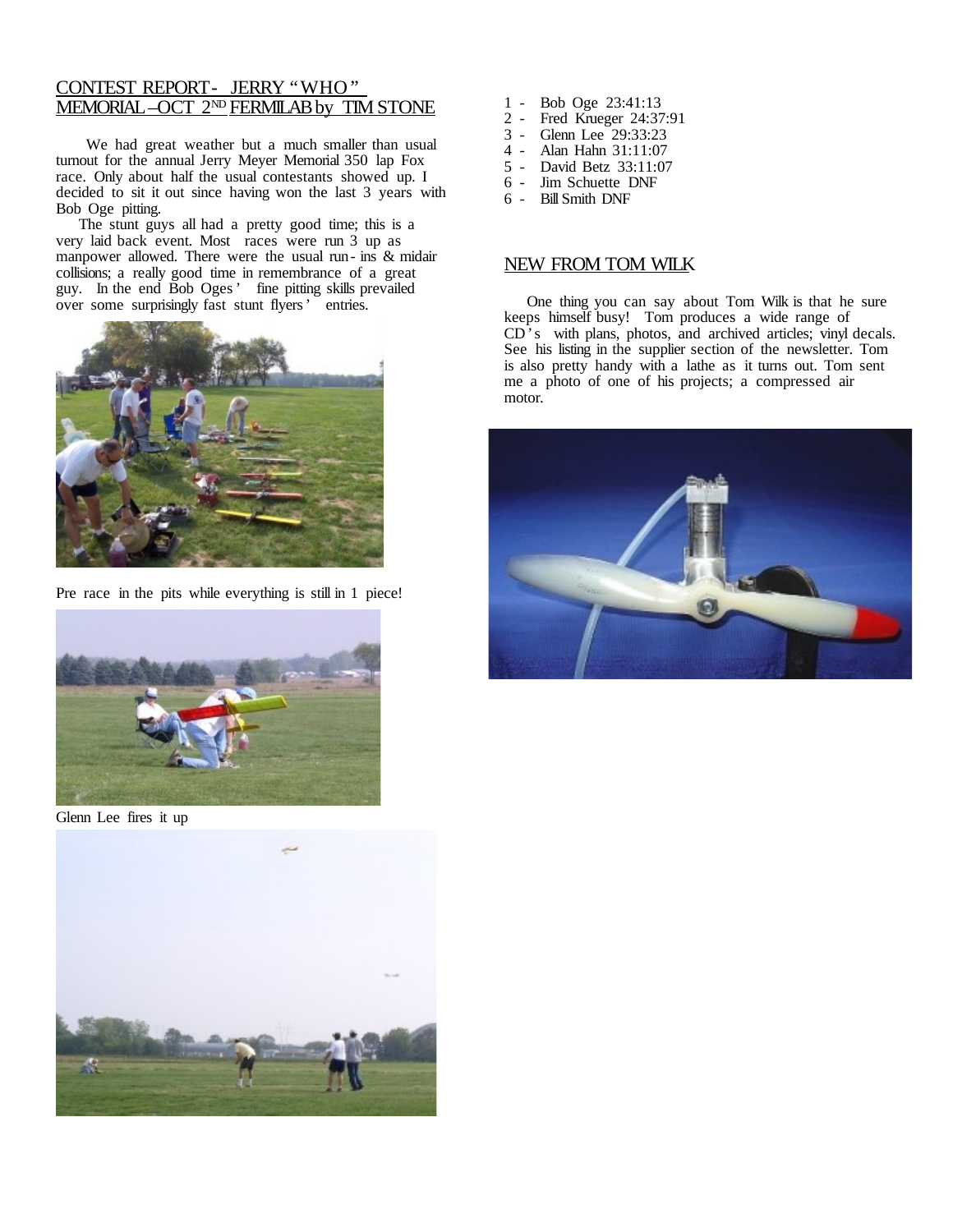## CONTEST REPORT - JERRY "WHO" MEMORIAL – OCT 2[ND] FERMILAB by TIM STONE

We had great weather but a much smaller than usual turnout for the annual Jerry Meyer Memorial 350 lap Fox race. Only about half the usual contestants showed up. I decided to sit it out since having won the last 3 years with Bob Oge pitting.

The stunt guys all had a pretty good time; this is a very laid back event. Most races were run 3 up as manpower allowed. There were the usual run-ins & midair collisions; a really good time in remembrance of a great guy. In the end Bob Oges' fine pitting skills prevailed over some surprisingly fast stunt flyers' entries.

Pre race in the pits while everything is still in 1 piece!

Glenn Lee fires it up

1 - Bob Oge 23:41:13
2 - Fred Krueger 24:37:91
3 - Glenn Lee 29:33:23
4 - Alan Hahn 31:11:07
5 - David Betz 33:11:07
6 - Jim Schuette DNF
6 - Bill Smith DNF

## NEW FROM TOM WILK

One thing you can say about Tom Wilk is that he sure keeps himself busy! Tom produces a wide range of CD's with plans, photos, and archived articles; vinyl decals. See his listing in the supplier section of the newsletter. Tom is also pretty handy with a lathe as it turns out. Tom sent me a photo of one of his projects; a compressed air motor.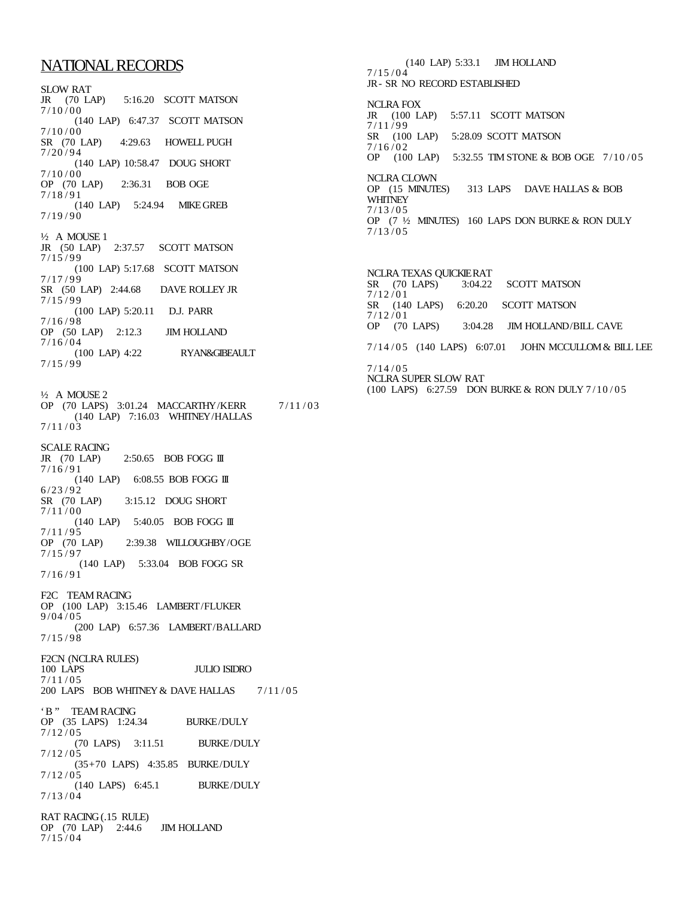# NATIONAL RECORDS

SLOW RAT
JR (70 LAP) 5:16.20 SCOTT MATSON
7/10/00
(140 LAP) 6:47.37 SCOTT MATSON
7/10/00
SR (70 LAP) 4:29.63 HOWELL PUGH
7/20/94
(140 LAP) 10:58.47 DOUG SHORT
7/10/00
OP (70 LAP) 2:36.31 BOB OGE
7/18/91
(140 LAP) 5:24.94 MIKE GREB
7/19/90

½ A MOUSE 1
JR (50 LAP) 2:37.57 SCOTT MATSON
7/15/99
(100 LAP) 5:17.68 SCOTT MATSON
7/17/99
SR (50 LAP) 2:44.68 DAVE ROLLEY JR
7/15/99
(100 LAP) 5:20.11 D.J. PARR
7/16/98
OP (50 LAP) 2:12.3 JIM HOLLAND
7/16/04
(100 LAP) 4:22 RYAN&GIBEAULT
7/15/99

½ A MOUSE 2
OP (70 LAPS) 3:01.24 MACCARTHY/KERR 7/11/03
(140 LAP) 7:16.03 WHITNEY/HALLAS
7/11/03

SCALE RACING
JR (70 LAP) 2:50.65 BOB FOGG III
7/16/91
(140 LAP) 6:08.55 BOB FOGG III
6/23/92
SR (70 LAP) 3:15.12 DOUG SHORT
7/11/00
(140 LAP) 5:40.05 BOB FOGG III
7/11/95
OP (70 LAP) 2:39.38 WILLOUGHBY/OGE
7/15/97
(140 LAP) 5:33.04 BOB FOGG SR
7/16/91

F2C TEAM RACING
OP (100 LAP) 3:15.46 LAMBERT/FLUKER
9/04/05
(200 LAP) 6:57.36 LAMBERT/BALLARD
7/15/98

F2CN (NCLRA RULES)
100 LAPS JULIO ISIDRO
7/11/05
200 LAPS BOB WHITNEY & DAVE HALLAS 7/11/05

'B" TEAM RACING
OP (35 LAPS) 1:24.34 BURKE/DULY
7/12/05
(70 LAPS) 3:11.51 BURKE/DULY
7/12/05
(35+70 LAPS) 4:35.85 BURKE/DULY
7/12/05
(140 LAPS) 6:45.1 BURKE/DULY
7/13/04

RAT RACING (.15 RULE)
OP (70 LAP) 2:44.6 JIM HOLLAND
7/15/04
(140 LAP) 5:33.1 JIM HOLLAND
7/15/04
JR - SR NO RECORD ESTABLISHED

NCLRA FOX
JR (100 LAP) 5:57.11 SCOTT MATSON
7/11/99
SR (100 LAP) 5:28.09 SCOTT MATSON
7/16/02
OP (100 LAP) 5:32.55 TIM STONE & BOB OGE 7/10/05

NCLRA CLOWN
OP (15 MINUTES) 313 LAPS DAVE HALLAS & BOB WHITNEY
7/13/05
OP (7 ½ MINUTES) 160 LAPS DON BURKE & RON DULY
7/13/05

NCLRA TEXAS QUICKIE RAT
SR (70 LAPS) 3:04.22 SCOTT MATSON
7/12/01
SR (140 LAPS) 6:20.20 SCOTT MATSON
7/12/01
OP (70 LAPS) 3:04.28 JIM HOLLAND/BILL CAVE

7/14/05 (140 LAPS) 6:07.01 JOHN MCCULLOM & BILL LEE

7/14/05
NCLRA SUPER SLOW RAT
(100 LAPS) 6:27.59 DON BURKE & RON DULY 7/10/05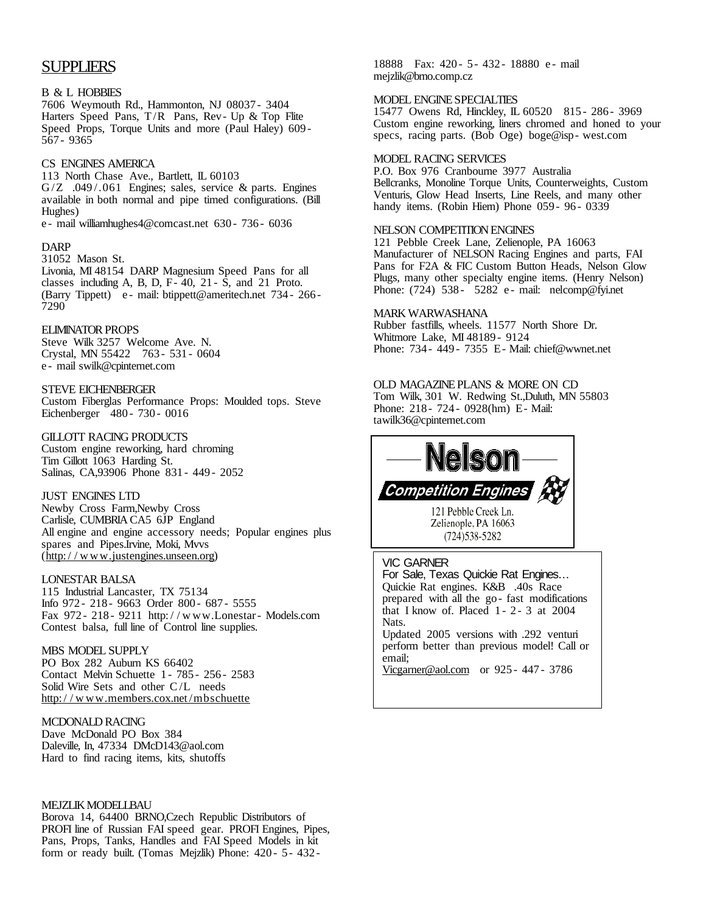# SUPPLIERS

B & L HOBBIES
7606 Weymouth Rd., Hammonton, NJ 08037-3404
Harters Speed Pans, T/R Pans, Rev-Up & Top Flite Speed Props, Torque Units and more (Paul Haley) 609-567-9365

CS ENGINES AMERICA
113 North Chase Ave., Bartlett, IL 60103
G/Z .049/.061 Engines; sales, service & parts. Engines available in both normal and pipe timed configurations. (Bill Hughes)
e-mail williamhughes4@comcast.net 630-736-6036

DARP
31052 Mason St.
Livonia, MI 48154 DARP Magnesium Speed Pans for all classes including A, B, D, F-40, 21-S, and 21 Proto. (Barry Tippett) e-mail: btippett@ameritech.net 734-266-7290

ELIMINATOR PROPS
Steve Wilk 3257 Welcome Ave. N.
Crystal, MN 55422 763-531-0604
e-mail swilk@cpinternet.com

STEVE EICHENBERGER
Custom Fiberglas Performance Props: Moulded tops. Steve Eichenberger 480-730-0016

GILLOTT RACING PRODUCTS
Custom engine reworking, hard chroming
Tim Gillott 1063 Harding St.
Salinas, CA,93906 Phone 831-449-2052

JUST ENGINES LTD
Newby Cross Farm,Newby Cross
Carlisle, CUMBRIA CA5 6JP England
All engine and engine accessory needs; Popular engines plus spares and Pipes.Irvine, Moki, Mvvs
(http://www.justengines.unseen.org)

LONESTAR BALSA
115 Industrial Lancaster, TX 75134
Info 972-218-9663 Order 800-687-5555
Fax 972-218-9211 http://www.Lonestar-Models.com
Contest balsa, full line of Control line supplies.

MBS MODEL SUPPLY
PO Box 282 Auburn KS 66402
Contact Melvin Schuette 1-785-256-2583
Solid Wire Sets and other C/L needs
http://www.members.cox.net/mbschuette

MCDONALD RACING
Dave McDonald PO Box 384
Daleville, In, 47334 DMcD143@aol.com
Hard to find racing items, kits, shutoffs

MEJZLIK MODELLBAU
Borova 14, 64400 BRNO,Czech Republic Distributors of PROFI line of Russian FAI speed gear. PROFI Engines, Pipes, Pans, Props, Tanks, Handles and FAI Speed Models in kit form or ready built. (Tomas Mejzlik) Phone: 420-5-432-18888 Fax: 420-5-432-18880 e-mail mejzlik@brno.comp.cz

MODEL ENGINE SPECIALTIES
15477 Owens Rd, Hinckley, IL 60520 815-286-3969
Custom engine reworking, liners chromed and honed to your specs, racing parts. (Bob Oge) boge@isp-west.com

MODEL RACING SERVICES
P.O. Box 976 Cranbourne 3977 Australia
Bellcranks, Monoline Torque Units, Counterweights, Custom Venturis, Glow Head Inserts, Line Reels, and many other handy items. (Robin Hiern) Phone 059-96-0339

NELSON COMPETITION ENGINES
121 Pebble Creek Lane, Zelienople, PA 16063
Manufacturer of NELSON Racing Engines and parts, FAI Pans for F2A & FIC Custom Button Heads, Nelson Glow Plugs, many other specialty engine items. (Henry Nelson)
Phone: (724) 538-5282 e-mail: nelcomp@fyi.net

MARK WARWASHANA
Rubber fastfills, wheels. 11577 North Shore Dr.
Whitmore Lake, MI 48189-9124
Phone: 734-449-7355 E-Mail: chief@wwnet.net

OLD MAGAZINE PLANS & MORE ON CD
Tom Wilk, 301 W. Redwing St.,Duluth, MN 55803
Phone: 218-724-0928(hm) E-Mail: tawilk36@cpinternet.com

**Nelson**
***Competition Engines***
121 Pebble Creek Ln.
Zelienople, PA 16063
(724)538-5282

VIC GARNER
For Sale, Texas Quickie Rat Engines…
Quickie Rat engines. K&B .40s Race prepared with all the go-fast modifications that I know of. Placed 1-2-3 at 2004 Nats.
Updated 2005 versions with .292 venturi perform better than previous model! Call or email;
Vicgarner@aol.com or 925-447-3786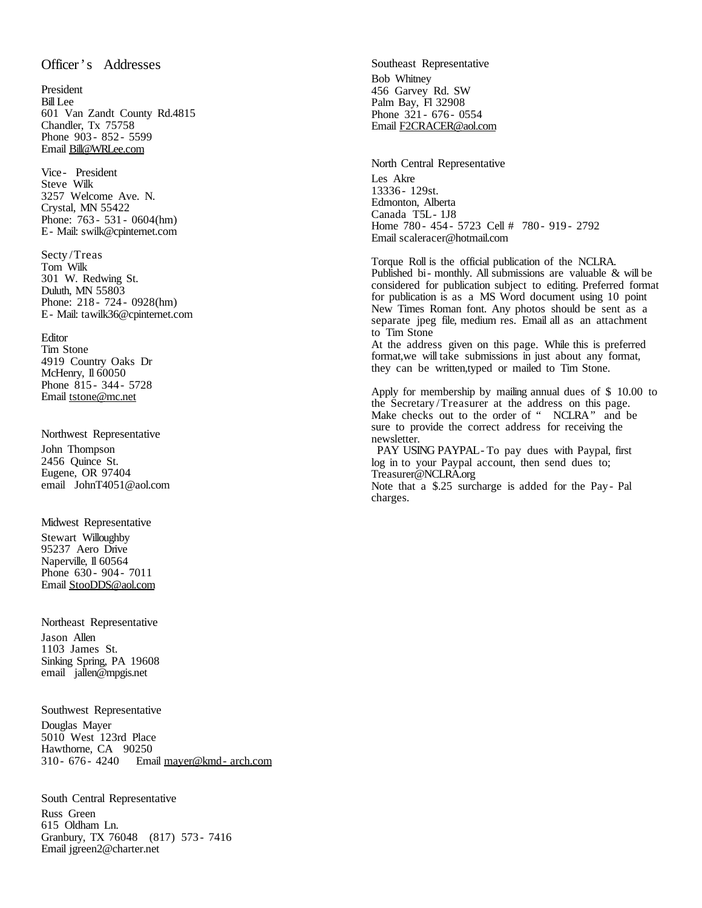## Officer's Addresses

President
Bill Lee
601 Van Zandt County Rd.4815
Chandler, Tx 75758
Phone 903-852-5599
Email Bill@WRLee.com

Vice-President
Steve Wilk
3257 Welcome Ave. N.
Crystal, MN 55422
Phone: 763-531-0604(hm)
E-Mail: swilk@cpinternet.com

Secty/Treas
Tom Wilk
301 W. Redwing St.
Duluth, MN 55803
Phone: 218-724-0928(hm)
E-Mail: tawilk36@cpinternet.com

Editor
Tim Stone
4919 Country Oaks Dr
McHenry, Il 60050
Phone 815-344-5728
Email tstone@mc.net

Northwest Representative
John Thompson
2456 Quince St.
Eugene, OR 97404
email JohnT4051@aol.com

Midwest Representative
Stewart Willoughby
95237 Aero Drive
Naperville, Il 60564
Phone 630-904-7011
Email StooDDS@aol.com

Northeast Representative
Jason Allen
1103 James St.
Sinking Spring, PA 19608
email jallen@mpgis.net

Southwest Representative
Douglas Mayer
5010 West 123rd Place
Hawthorne, CA 90250
310-676-4240 Email mayer@kmd-arch.com

South Central Representative
Russ Green
615 Oldham Ln.
Granbury, TX 76048 (817) 573-7416
Email jgreen2@charter.net

Southeast Representative
Bob Whitney
456 Garvey Rd. SW
Palm Bay, Fl 32908
Phone 321-676-0554
Email F2CRACER@aol.com

North Central Representative
Les Akre
13336-129st.
Edmonton, Alberta
Canada T5L-1J8
Home 780-454-5723 Cell # 780-919-2792
Email scaleracer@hotmail.com

Torque Roll is the official publication of the NCLRA. Published bi-monthly. All submissions are valuable & will be considered for publication subject to editing. Preferred format for publication is as a MS Word document using 10 point New Times Roman font. Any photos should be sent as a separate jpeg file, medium res. Email all as an attachment to Tim Stone
At the address given on this page. While this is preferred format,we will take submissions in just about any format, they can be written,typed or mailed to Tim Stone.

Apply for membership by mailing annual dues of $ 10.00 to the Secretary/Treasurer at the address on this page. Make checks out to the order of " NCLRA" and be sure to provide the correct address for receiving the newsletter.
PAY USING PAYPAL-To pay dues with Paypal, first log in to your Paypal account, then send dues to; Treasurer@NCLRA.org
Note that a $.25 surcharge is added for the Pay-Pal charges.